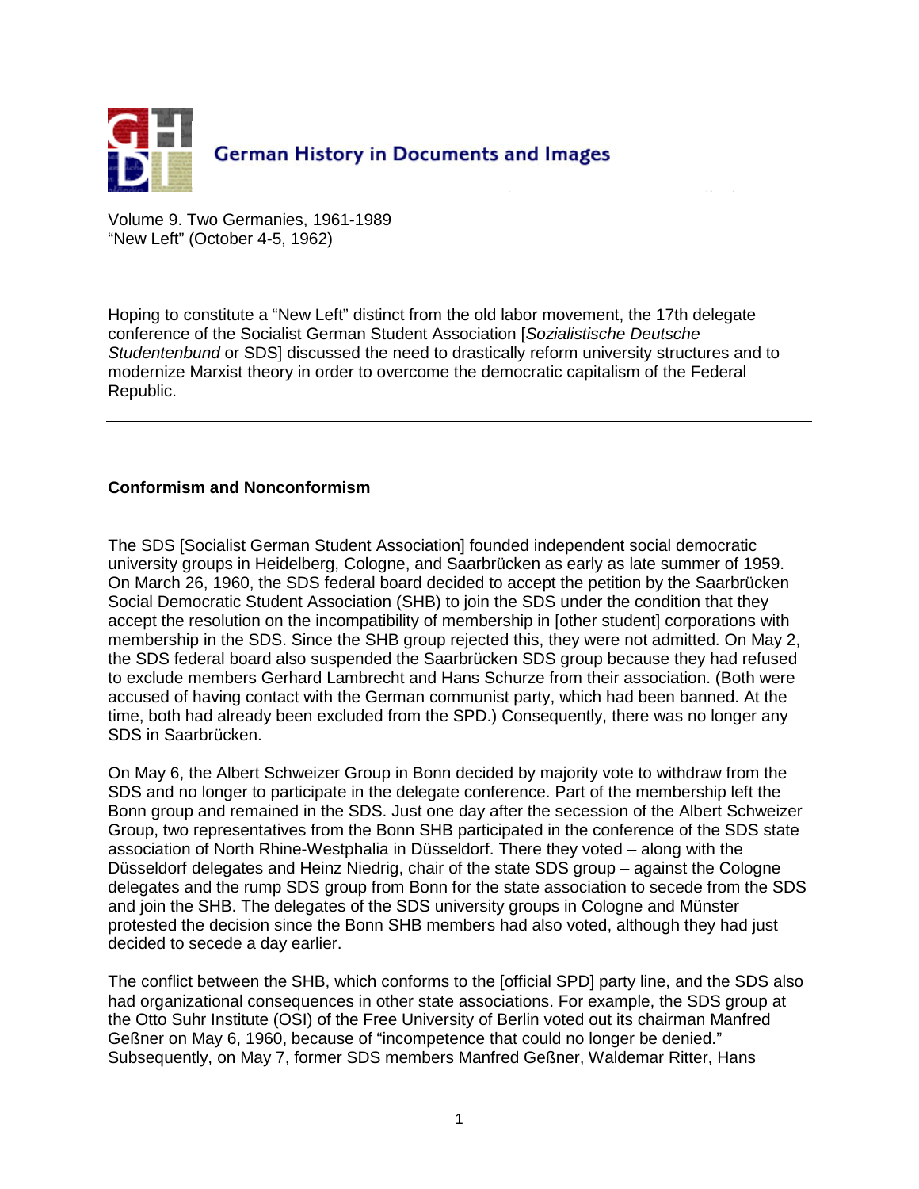German History in Documents and Images

Volume 9. Two Germanies, 1961-1989
"New Left" (October 4-5, 1962)

Hoping to constitute a "New Left" distinct from the old labor movement, the 17th delegate conference of the Socialist German Student Association [*Sozialistische Deutsche Studentenbund* or SDS] discussed the need to drastically reform university structures and to modernize Marxist theory in order to overcome the democratic capitalism of the Federal Republic.

---

**Conformism and Nonconformism**

The SDS [Socialist German Student Association] founded independent social democratic university groups in Heidelberg, Cologne, and Saarbrücken as early as late summer of 1959. On March 26, 1960, the SDS federal board decided to accept the petition by the Saarbrücken Social Democratic Student Association (SHB) to join the SDS under the condition that they accept the resolution on the incompatibility of membership in [other student] corporations with membership in the SDS. Since the SHB group rejected this, they were not admitted. On May 2, the SDS federal board also suspended the Saarbrücken SDS group because they had refused to exclude members Gerhard Lambrecht and Hans Schurze from their association. (Both were accused of having contact with the German communist party, which had been banned. At the time, both had already been excluded from the SPD.) Consequently, there was no longer any SDS in Saarbrücken.

On May 6, the Albert Schweizer Group in Bonn decided by majority vote to withdraw from the SDS and no longer to participate in the delegate conference. Part of the membership left the Bonn group and remained in the SDS. Just one day after the secession of the Albert Schweizer Group, two representatives from the Bonn SHB participated in the conference of the SDS state association of North Rhine-Westphalia in Düsseldorf. There they voted – along with the Düsseldorf delegates and Heinz Niedrig, chair of the state SDS group – against the Cologne delegates and the rump SDS group from Bonn for the state association to secede from the SDS and join the SHB. The delegates of the SDS university groups in Cologne and Münster protested the decision since the Bonn SHB members had also voted, although they had just decided to secede a day earlier.

The conflict between the SHB, which conforms to the [official SPD] party line, and the SDS also had organizational consequences in other state associations. For example, the SDS group at the Otto Suhr Institute (OSI) of the Free University of Berlin voted out its chairman Manfred Geßner on May 6, 1960, because of "incompetence that could no longer be denied." Subsequently, on May 7, former SDS members Manfred Geßner, Waldemar Ritter, Hans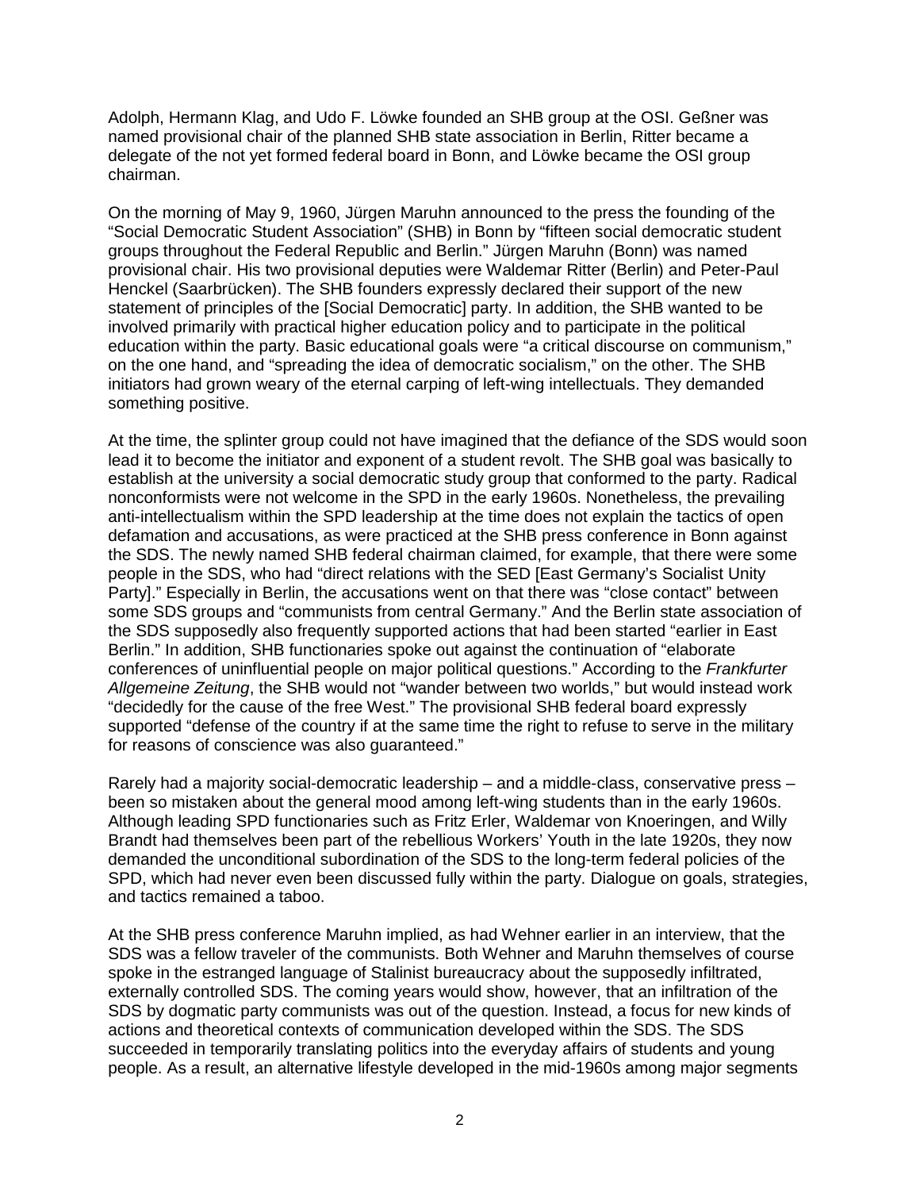Adolph, Hermann Klag, and Udo F. Löwke founded an SHB group at the OSI. Geßner was named provisional chair of the planned SHB state association in Berlin, Ritter became a delegate of the not yet formed federal board in Bonn, and Löwke became the OSI group chairman.

On the morning of May 9, 1960, Jürgen Maruhn announced to the press the founding of the "Social Democratic Student Association" (SHB) in Bonn by "fifteen social democratic student groups throughout the Federal Republic and Berlin." Jürgen Maruhn (Bonn) was named provisional chair. His two provisional deputies were Waldemar Ritter (Berlin) and Peter-Paul Henckel (Saarbrücken). The SHB founders expressly declared their support of the new statement of principles of the [Social Democratic] party. In addition, the SHB wanted to be involved primarily with practical higher education policy and to participate in the political education within the party. Basic educational goals were "a critical discourse on communism," on the one hand, and "spreading the idea of democratic socialism," on the other. The SHB initiators had grown weary of the eternal carping of left-wing intellectuals. They demanded something positive.

At the time, the splinter group could not have imagined that the defiance of the SDS would soon lead it to become the initiator and exponent of a student revolt. The SHB goal was basically to establish at the university a social democratic study group that conformed to the party. Radical nonconformists were not welcome in the SPD in the early 1960s. Nonetheless, the prevailing anti-intellectualism within the SPD leadership at the time does not explain the tactics of open defamation and accusations, as were practiced at the SHB press conference in Bonn against the SDS. The newly named SHB federal chairman claimed, for example, that there were some people in the SDS, who had "direct relations with the SED [East Germany's Socialist Unity Party]." Especially in Berlin, the accusations went on that there was "close contact" between some SDS groups and "communists from central Germany." And the Berlin state association of the SDS supposedly also frequently supported actions that had been started "earlier in East Berlin." In addition, SHB functionaries spoke out against the continuation of "elaborate conferences of uninfluential people on major political questions." According to the *Frankfurter Allgemeine Zeitung*, the SHB would not "wander between two worlds," but would instead work "decidedly for the cause of the free West." The provisional SHB federal board expressly supported "defense of the country if at the same time the right to refuse to serve in the military for reasons of conscience was also guaranteed."

Rarely had a majority social-democratic leadership – and a middle-class, conservative press – been so mistaken about the general mood among left-wing students than in the early 1960s. Although leading SPD functionaries such as Fritz Erler, Waldemar von Knoeringen, and Willy Brandt had themselves been part of the rebellious Workers' Youth in the late 1920s, they now demanded the unconditional subordination of the SDS to the long-term federal policies of the SPD, which had never even been discussed fully within the party. Dialogue on goals, strategies, and tactics remained a taboo.

At the SHB press conference Maruhn implied, as had Wehner earlier in an interview, that the SDS was a fellow traveler of the communists. Both Wehner and Maruhn themselves of course spoke in the estranged language of Stalinist bureaucracy about the supposedly infiltrated, externally controlled SDS. The coming years would show, however, that an infiltration of the SDS by dogmatic party communists was out of the question. Instead, a focus for new kinds of actions and theoretical contexts of communication developed within the SDS. The SDS succeeded in temporarily translating politics into the everyday affairs of students and young people. As a result, an alternative lifestyle developed in the mid-1960s among major segments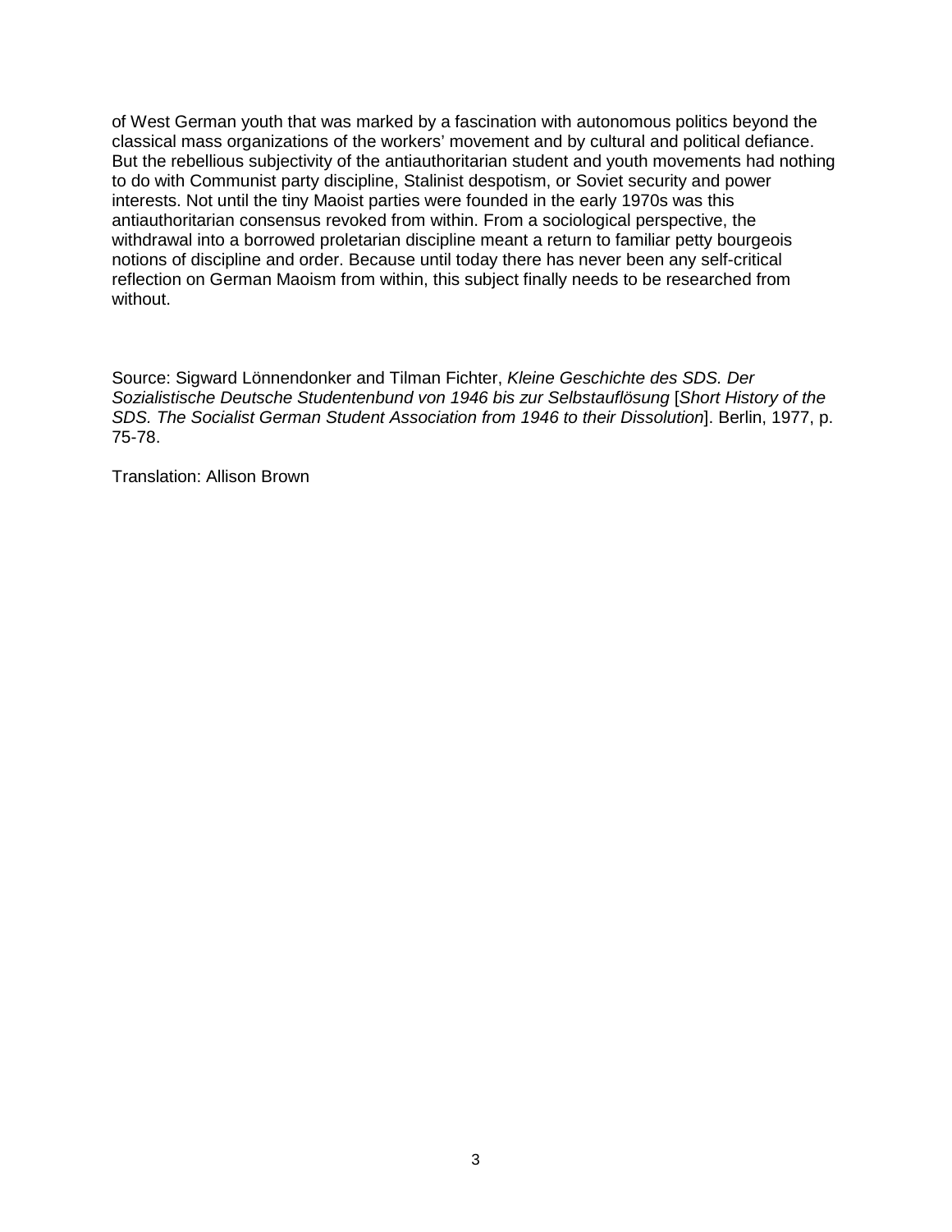of West German youth that was marked by a fascination with autonomous politics beyond the classical mass organizations of the workers' movement and by cultural and political defiance. But the rebellious subjectivity of the antiauthoritarian student and youth movements had nothing to do with Communist party discipline, Stalinist despotism, or Soviet security and power interests. Not until the tiny Maoist parties were founded in the early 1970s was this antiauthoritarian consensus revoked from within. From a sociological perspective, the withdrawal into a borrowed proletarian discipline meant a return to familiar petty bourgeois notions of discipline and order. Because until today there has never been any self-critical reflection on German Maoism from within, this subject finally needs to be researched from without.

Source: Sigward Lönnendonker and Tilman Fichter, *Kleine Geschichte des SDS. Der Sozialistische Deutsche Studentenbund von 1946 bis zur Selbstauflösung* [*Short History of the SDS. The Socialist German Student Association from 1946 to their Dissolution*]. Berlin, 1977, p. 75-78.

Translation: Allison Brown